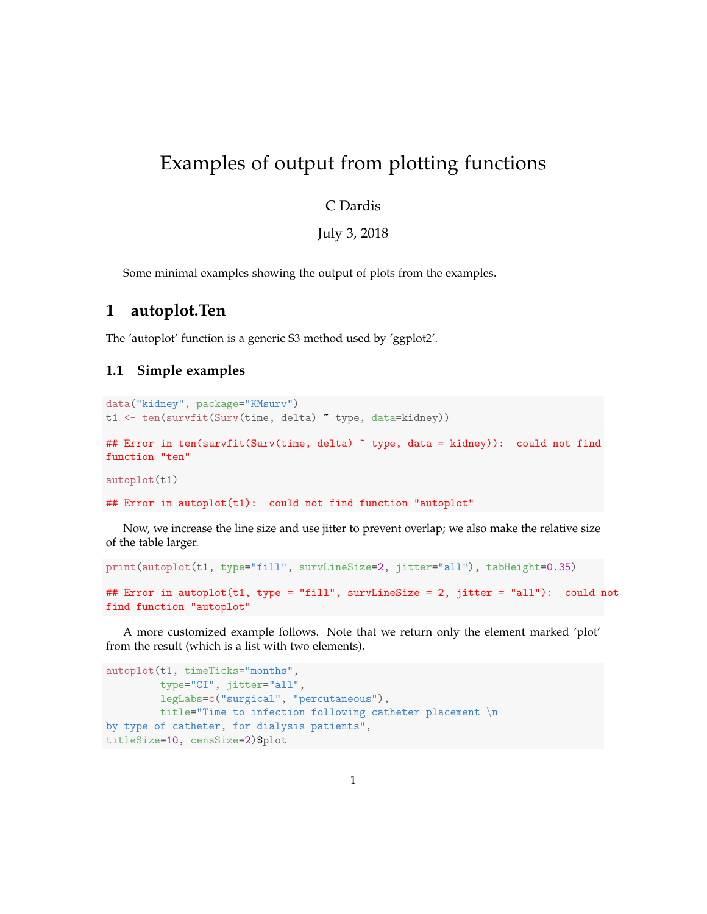# Examples of output from plotting functions

C Dardis

July 3, 2018

Some minimal examples showing the output of plots from the examples.

## 1 autoplot.Ten

The 'autoplot' function is a generic S3 method used by 'ggplot2'.

### 1.1 Simple examples

```
data("kidney", package="KMsurv")
t1 <- ten(survfit(Surv(time, delta) ~ type, data=kidney))

## Error in ten(survfit(Surv(time, delta) ~ type, data = kidney)):  could not find
function "ten"

autoplot(t1)

## Error in autoplot(t1):  could not find function "autoplot"
```

Now, we increase the line size and use jitter to prevent overlap; we also make the relative size of the table larger.

```
print(autoplot(t1, type="fill", survLineSize=2, jitter="all"), tabHeight=0.35)

## Error in autoplot(t1, type = "fill", survLineSize = 2, jitter = "all"):  could not
find function "autoplot"
```

A more customized example follows. Note that we return only the element marked 'plot' from the result (which is a list with two elements).

```
autoplot(t1, timeTicks="months",
         type="CI", jitter="all",
         legLabs=c("surgical", "percutaneous"),
         title="Time to infection following catheter placement \n
by type of catheter, for dialysis patients",
titleSize=10, censSize=2)$plot
```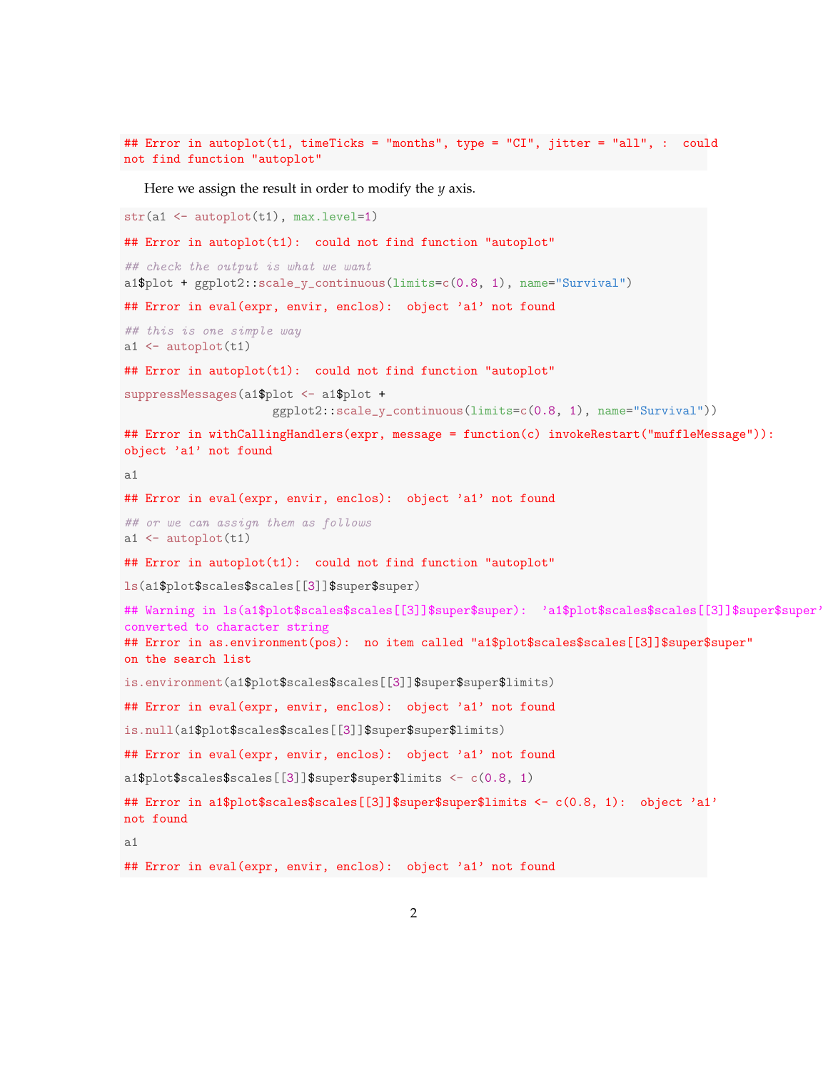```
## Error in autoplot(t1, timeTicks = "months", type = "CI", jitter = "all", :  could
not find function "autoplot"
```

Here we assign the result in order to modify the $y$ axis.

```
str(a1 <- autoplot(t1), max.level=1)

## Error in autoplot(t1):  could not find function "autoplot"

## check the output is what we want
a1$plot + ggplot2::scale_y_continuous(limits=c(0.8, 1), name="Survival")

## Error in eval(expr, envir, enclos):  object 'a1' not found

## this is one simple way
a1 <- autoplot(t1)

## Error in autoplot(t1):  could not find function "autoplot"

suppressMessages(a1$plot <- a1$plot +
                     ggplot2::scale_y_continuous(limits=c(0.8, 1), name="Survival"))

## Error in withCallingHandlers(expr, message = function(c) invokeRestart("muffleMessage")):
object 'a1' not found

a1

## Error in eval(expr, envir, enclos):  object 'a1' not found

## or we can assign them as follows
a1 <- autoplot(t1)

## Error in autoplot(t1):  could not find function "autoplot"

ls(a1$plot$scales$scales[[3]]$super$super)

## Warning in ls(a1$plot$scales$scales[[3]]$super$super):  'a1$plot$scales$scales[[3]]$super$super'
converted to character string
## Error in as.environment(pos):  no item called "a1$plot$scales$scales[[3]]$super$super"
on the search list

is.environment(a1$plot$scales$scales[[3]]$super$super$limits)

## Error in eval(expr, envir, enclos):  object 'a1' not found

is.null(a1$plot$scales$scales[[3]]$super$super$limits)

## Error in eval(expr, envir, enclos):  object 'a1' not found

a1$plot$scales$scales[[3]]$super$super$limits <- c(0.8, 1)

## Error in a1$plot$scales$scales[[3]]$super$super$limits <- c(0.8, 1):  object 'a1'
not found

a1

## Error in eval(expr, envir, enclos):  object 'a1' not found
```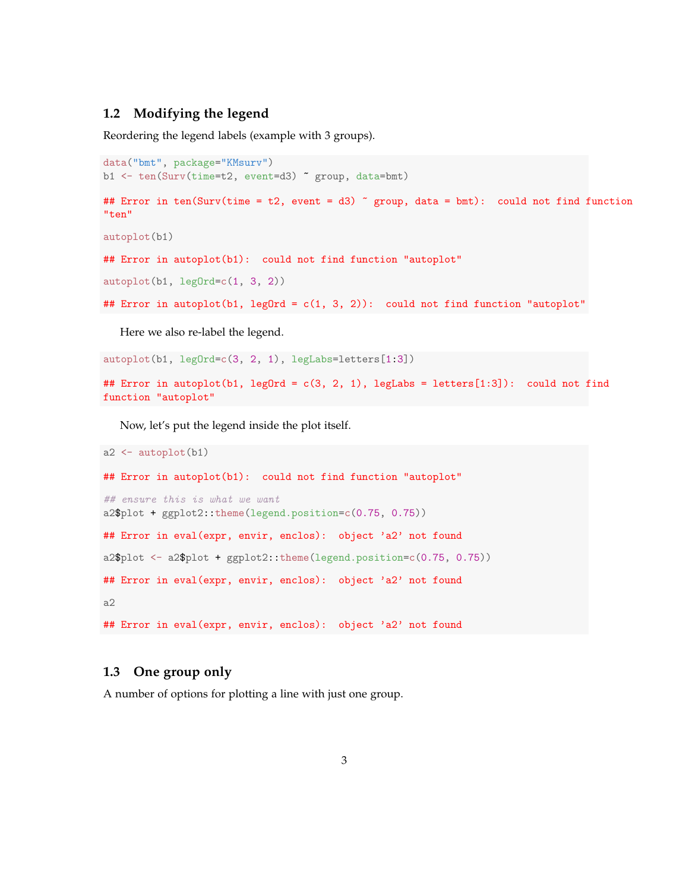## 1.2 Modifying the legend

Reordering the legend labels (example with 3 groups).

```
data("bmt", package="KMsurv")
b1 <- ten(Surv(time=t2, event=d3) ~ group, data=bmt)

## Error in ten(Surv(time = t2, event = d3) ~ group, data = bmt):  could not find function
"ten"

autoplot(b1)

## Error in autoplot(b1):  could not find function "autoplot"

autoplot(b1, legOrd=c(1, 3, 2))

## Error in autoplot(b1, legOrd = c(1, 3, 2)):  could not find function "autoplot"
```

Here we also re-label the legend.

```
autoplot(b1, legOrd=c(3, 2, 1), legLabs=letters[1:3])

## Error in autoplot(b1, legOrd = c(3, 2, 1), legLabs = letters[1:3]):  could not find
function "autoplot"
```

Now, let's put the legend inside the plot itself.

```
a2 <- autoplot(b1)

## Error in autoplot(b1):  could not find function "autoplot"

## ensure this is what we want
a2$plot + ggplot2::theme(legend.position=c(0.75, 0.75))

## Error in eval(expr, envir, enclos):  object 'a2' not found

a2$plot <- a2$plot + ggplot2::theme(legend.position=c(0.75, 0.75))

## Error in eval(expr, envir, enclos):  object 'a2' not found

a2

## Error in eval(expr, envir, enclos):  object 'a2' not found
```

## 1.3 One group only

A number of options for plotting a line with just one group.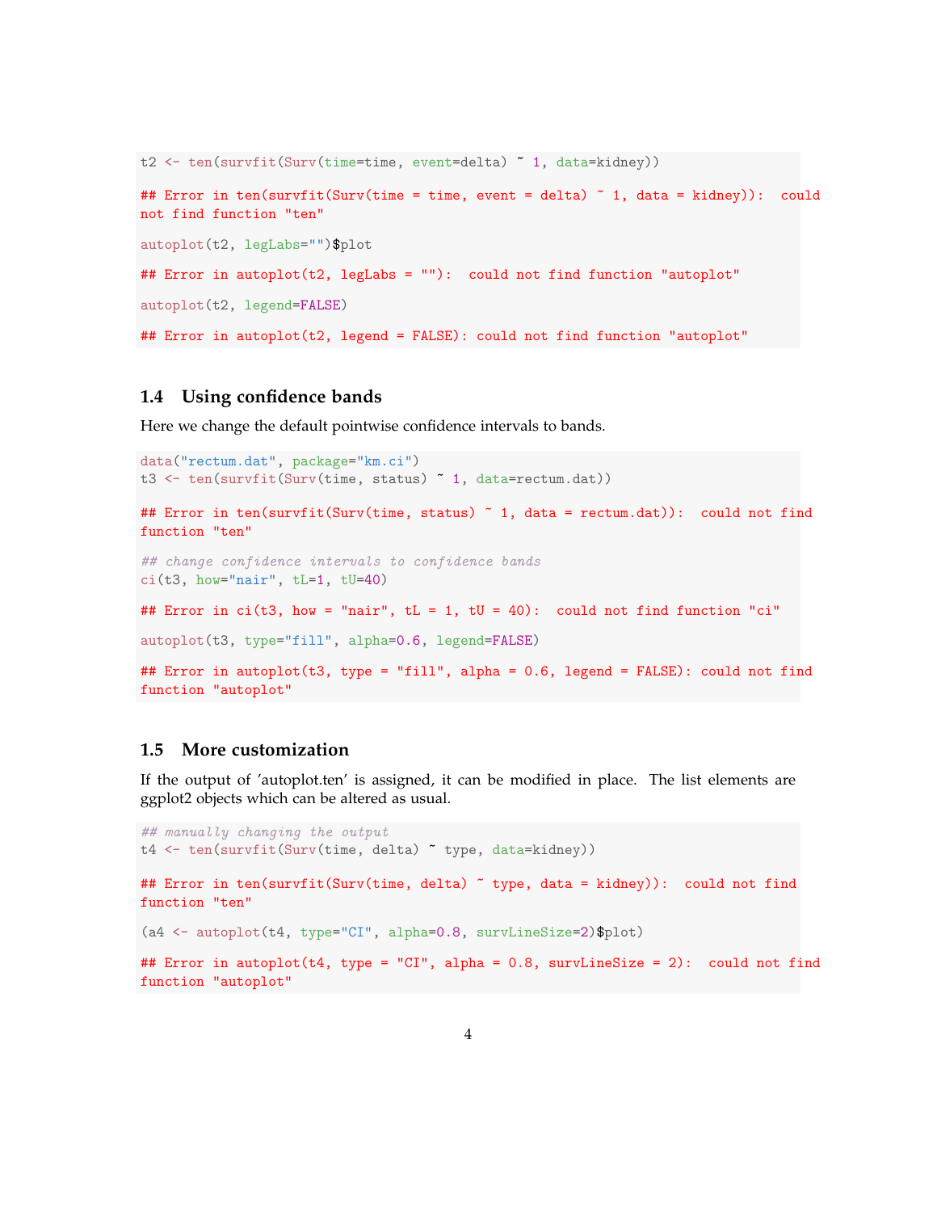```
t2 <- ten(survfit(Surv(time=time, event=delta) ~ 1, data=kidney))

## Error in ten(survfit(Surv(time = time, event = delta) ~ 1, data = kidney)):  could
not find function "ten"

autoplot(t2, legLabs="")$plot

## Error in autoplot(t2, legLabs = ""):  could not find function "autoplot"

autoplot(t2, legend=FALSE)

## Error in autoplot(t2, legend = FALSE): could not find function "autoplot"
```

### 1.4 Using confidence bands

Here we change the default pointwise confidence intervals to bands.

```
data("rectum.dat", package="km.ci")
t3 <- ten(survfit(Surv(time, status) ~ 1, data=rectum.dat))

## Error in ten(survfit(Surv(time, status) ~ 1, data = rectum.dat)):  could not find
function "ten"

## change confidence intervals to confidence bands
ci(t3, how="nair", tL=1, tU=40)

## Error in ci(t3, how = "nair", tL = 1, tU = 40):  could not find function "ci"

autoplot(t3, type="fill", alpha=0.6, legend=FALSE)

## Error in autoplot(t3, type = "fill", alpha = 0.6, legend = FALSE): could not find
function "autoplot"
```

### 1.5 More customization

If the output of 'autoplot.ten' is assigned, it can be modified in place. The list elements are ggplot2 objects which can be altered as usual.

```
## manually changing the output
t4 <- ten(survfit(Surv(time, delta) ~ type, data=kidney))

## Error in ten(survfit(Surv(time, delta) ~ type, data = kidney)):  could not find
function "ten"

(a4 <- autoplot(t4, type="CI", alpha=0.8, survLineSize=2)$plot)

## Error in autoplot(t4, type = "CI", alpha = 0.8, survLineSize = 2):  could not find
function "autoplot"
```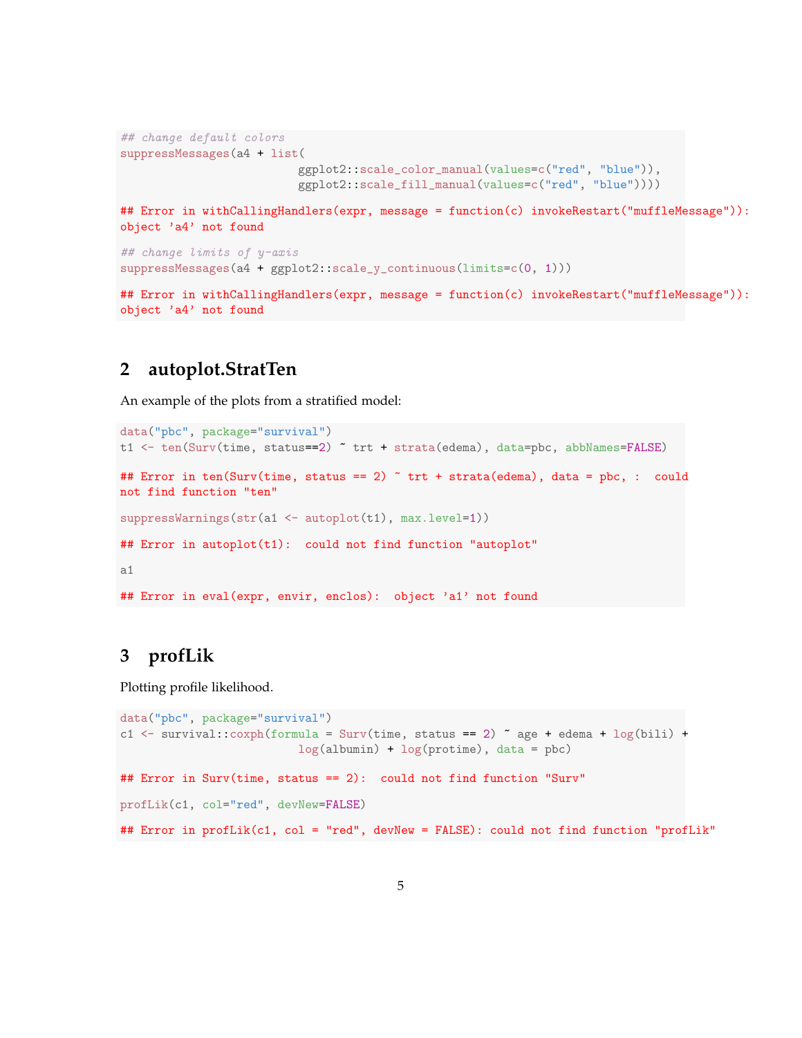```r
## change default colors
suppressMessages(a4 + list(
                           ggplot2::scale_color_manual(values=c("red", "blue")),
                           ggplot2::scale_fill_manual(values=c("red", "blue"))))

## Error in withCallingHandlers(expr, message = function(c) invokeRestart("muffleMessage")):
object 'a4' not found

## change limits of y-axis
suppressMessages(a4 + ggplot2::scale_y_continuous(limits=c(0, 1)))

## Error in withCallingHandlers(expr, message = function(c) invokeRestart("muffleMessage")):
object 'a4' not found
```

## 2 autoplot.StratTen

An example of the plots from a stratified model:

```r
data("pbc", package="survival")
t1 <- ten(Surv(time, status==2) ~ trt + strata(edema), data=pbc, abbNames=FALSE)

## Error in ten(Surv(time, status == 2) ~ trt + strata(edema), data = pbc, :  could
not find function "ten"

suppressWarnings(str(a1 <- autoplot(t1), max.level=1))

## Error in autoplot(t1):  could not find function "autoplot"

a1

## Error in eval(expr, envir, enclos):  object 'a1' not found
```

## 3 profLik

Plotting profile likelihood.

```r
data("pbc", package="survival")
c1 <- survival::coxph(formula = Surv(time, status == 2) ~ age + edema + log(bili) +
                           log(albumin) + log(protime), data = pbc)

## Error in Surv(time, status == 2):  could not find function "Surv"

profLik(c1, col="red", devNew=FALSE)

## Error in profLik(c1, col = "red", devNew = FALSE): could not find function "profLik"
```